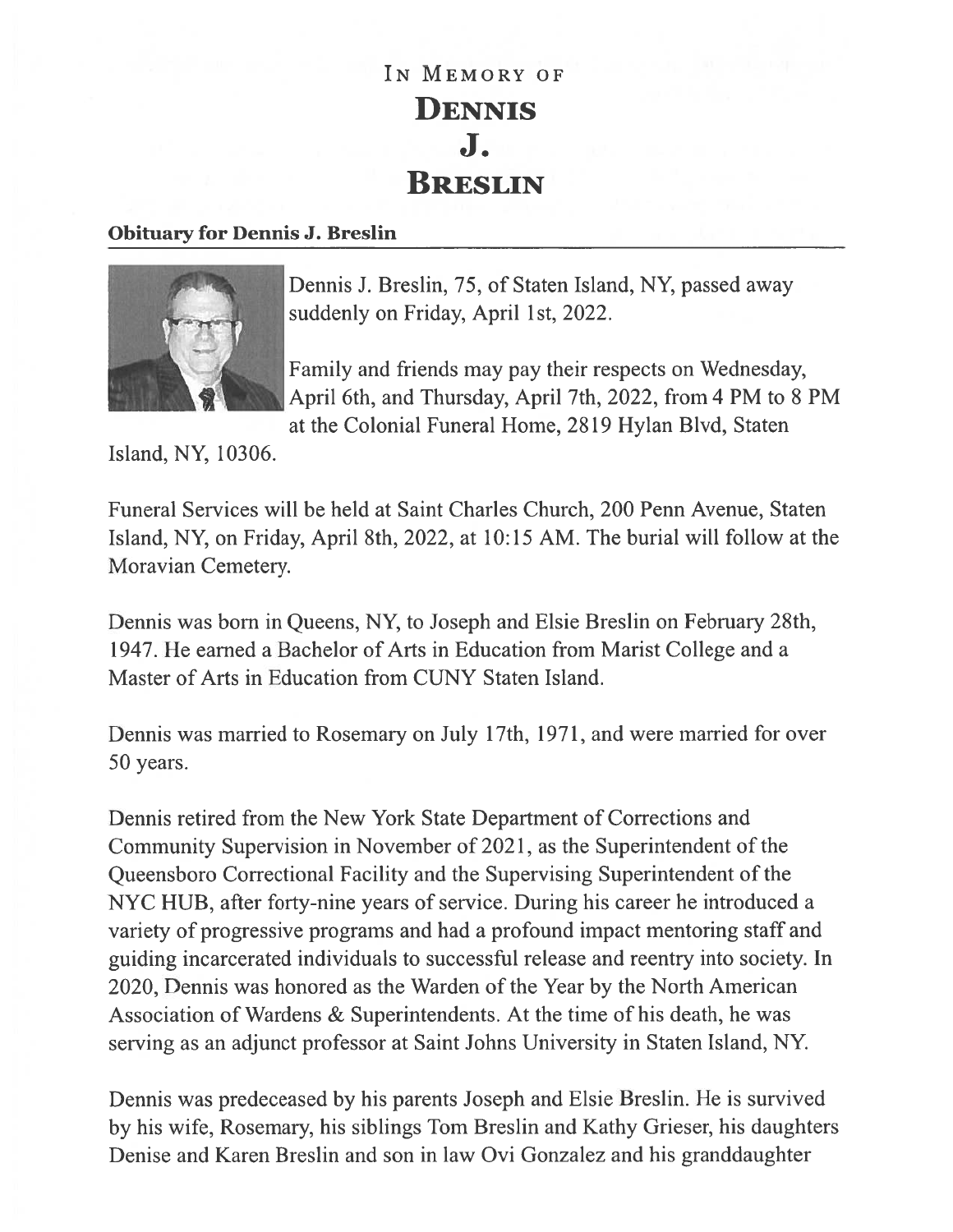# In Memory of Dennis J. Breslin

### Obituary for Dennis J. Breslin

Dennis J. Breslin, 75, of Staten Island, NY, passed away suddenly on Friday, April 1st, 2022.

Family and friends may pay their respects on Wednesday, April 6th, and Thursday, April 7th, 2022, from 4 PM to 8 PM at the Colonial Funeral Home, 2819 Hylan Blvd, Staten Island, NY, 10306.

Funeral Services will be held at Saint Charles Church, 200 Penn Avenue, Staten Island, NY, on Friday, April 8th, 2022, at 10:15 AM. The burial will follow at the Moravian Cemetery.

Dennis was born in Queens, NY, to Joseph and Elsie Breslin on February 28th, 1947. He earned a Bachelor of Arts in Education from Marist College and a Master of Arts in Education from CUNY Staten Island.

Dennis was married to Rosemary on July 17th, 1971, and were married for over 50 years.

Dennis retired from the New York State Department of Corrections and Community Supervision in November of 2021, as the Superintendent of the Queensboro Correctional Facility and the Supervising Superintendent of the NYC HUB, after forty-nine years of service. During his career he introduced a variety of progressive programs and had a profound impact mentoring staff and guiding incarcerated individuals to successful release and reentry into society. In 2020, Dennis was honored as the Warden of the Year by the North American Association of Wardens & Superintendents. At the time of his death, he was serving as an adjunct professor at Saint Johns University in Staten Island, NY.

Dennis was predeceased by his parents Joseph and Elsie Breslin. He is survived by his wife, Rosemary, his siblings Tom Breslin and Kathy Grieser, his daughters Denise and Karen Breslin and son in law Ovi Gonzalez and his granddaughter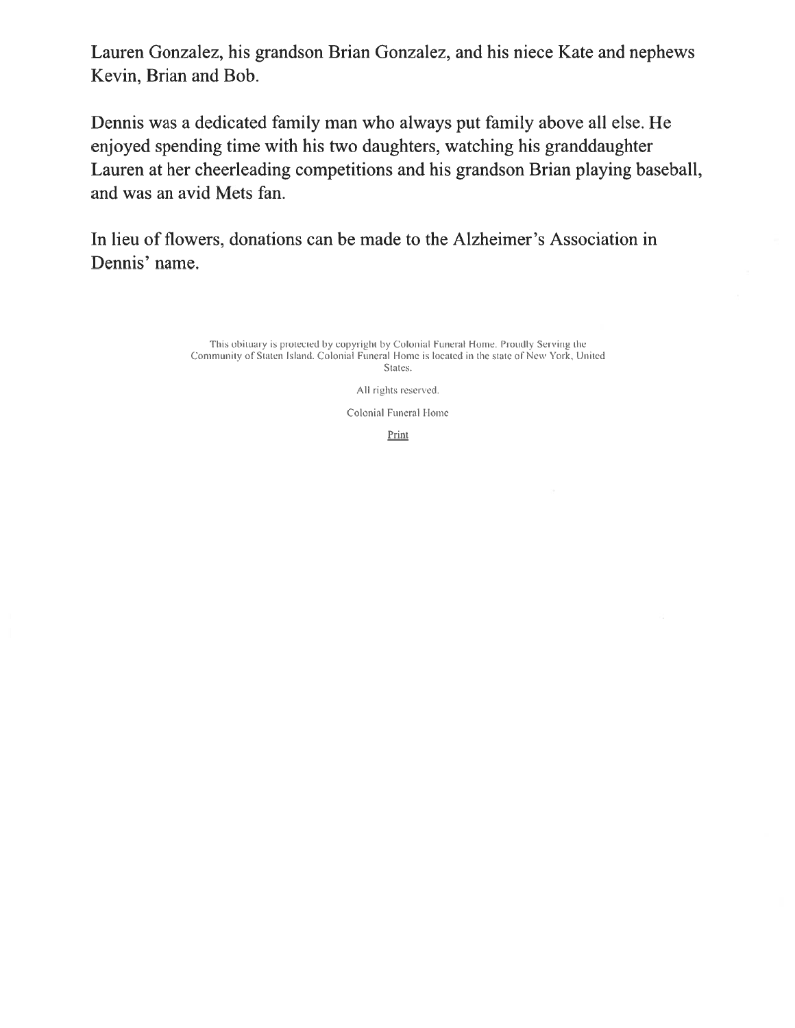Lauren Gonzalez, his grandson Brian Gonzalez, and his niece Kate and nephews Kevin, Brian and Bob.

Dennis was a dedicated family man who always put family above all else. He enjoyed spending time with his two daughters, watching his granddaughter Lauren at her cheerleading competitions and his grandson Brian playing baseball, and was an avid Mets fan.

In lieu of flowers, donations can be made to the Alzheimer's Association in Dennis' name.

This obituary is protected by copyright by Colonial Funeral Home. Proudly Serving the Community of Staten Island. Colonial Funeral Home is located in the state of New York, United States.

All rights reserved.

Colonial Funeral Home

Print